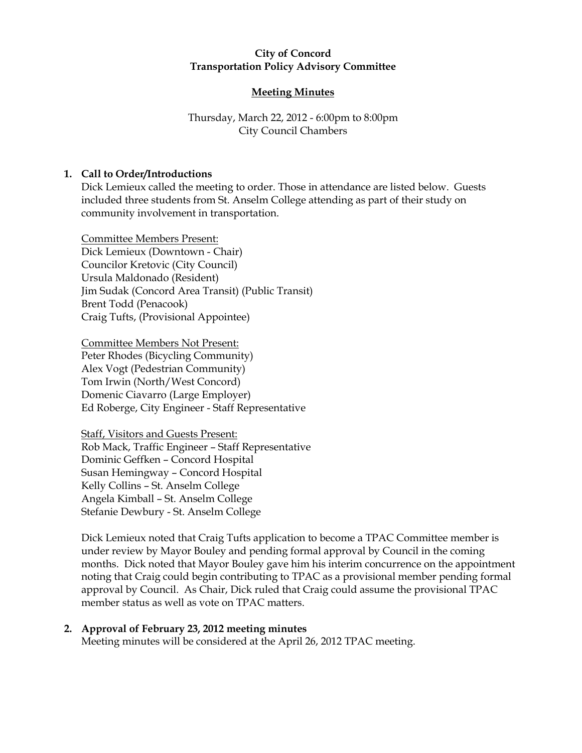**City of Concord**
**Transportation Policy Advisory Committee**

**Meeting Minutes**

Thursday, March 22, 2012 - 6:00pm to 8:00pm
City Council Chambers

**1. Call to Order/Introductions**

Dick Lemieux called the meeting to order. Those in attendance are listed below. Guests included three students from St. Anselm College attending as part of their study on community involvement in transportation.

Committee Members Present:
Dick Lemieux (Downtown - Chair)
Councilor Kretovic (City Council)
Ursula Maldonado (Resident)
Jim Sudak (Concord Area Transit) (Public Transit)
Brent Todd (Penacook)
Craig Tufts, (Provisional Appointee)

Committee Members Not Present:
Peter Rhodes (Bicycling Community)
Alex Vogt (Pedestrian Community)
Tom Irwin (North/West Concord)
Domenic Ciavarro (Large Employer)
Ed Roberge, City Engineer - Staff Representative

Staff, Visitors and Guests Present:
Rob Mack, Traffic Engineer – Staff Representative
Dominic Geffken – Concord Hospital
Susan Hemingway – Concord Hospital
Kelly Collins – St. Anselm College
Angela Kimball – St. Anselm College
Stefanie Dewbury - St. Anselm College

Dick Lemieux noted that Craig Tufts application to become a TPAC Committee member is under review by Mayor Bouley and pending formal approval by Council in the coming months. Dick noted that Mayor Bouley gave him his interim concurrence on the appointment noting that Craig could begin contributing to TPAC as a provisional member pending formal approval by Council. As Chair, Dick ruled that Craig could assume the provisional TPAC member status as well as vote on TPAC matters.

**2. Approval of February 23, 2012 meeting minutes**

Meeting minutes will be considered at the April 26, 2012 TPAC meeting.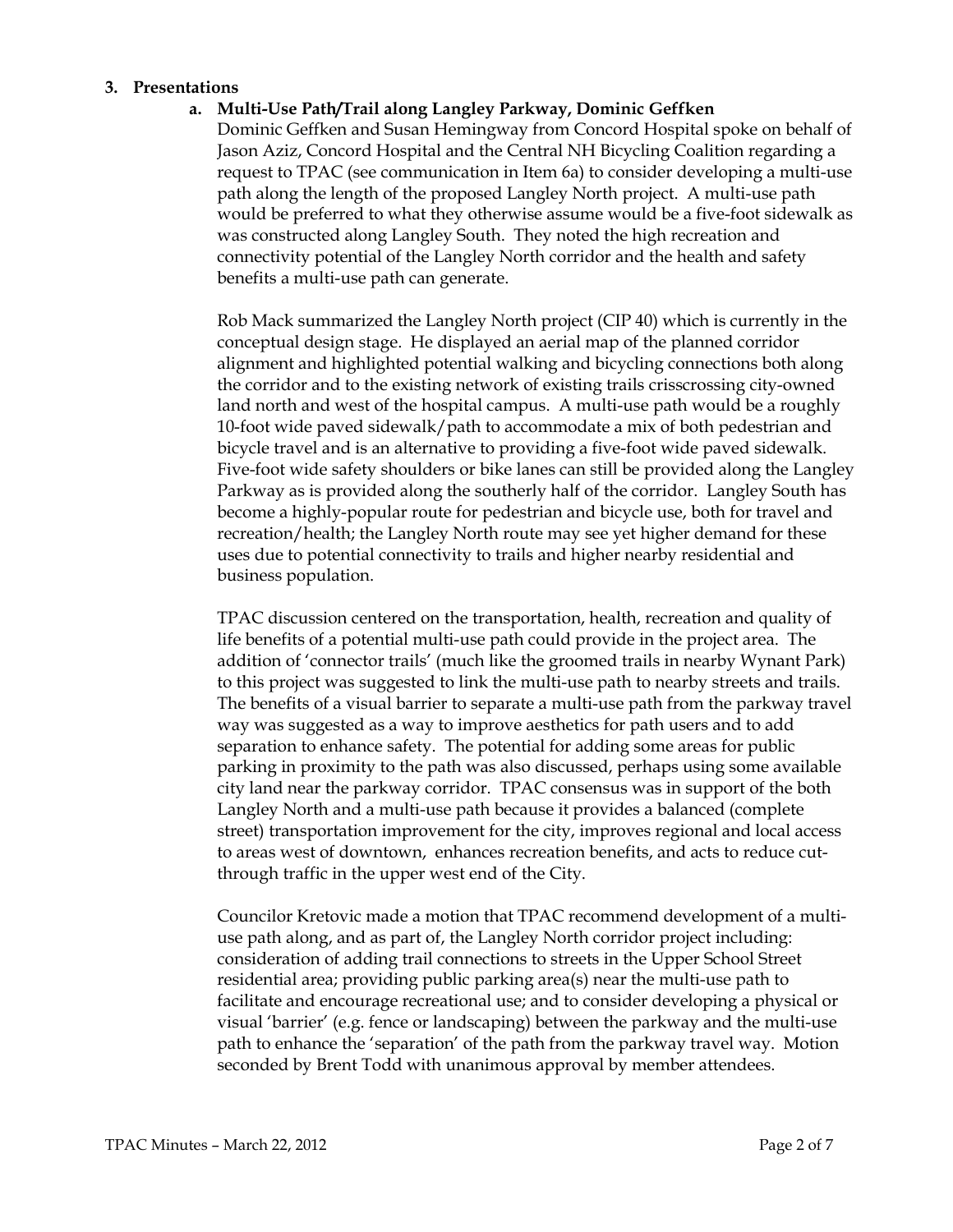**3. Presentations**

**a. Multi-Use Path/Trail along Langley Parkway, Dominic Geffken**

Dominic Geffken and Susan Hemingway from Concord Hospital spoke on behalf of Jason Aziz, Concord Hospital and the Central NH Bicycling Coalition regarding a request to TPAC (see communication in Item 6a) to consider developing a multi-use path along the length of the proposed Langley North project. A multi-use path would be preferred to what they otherwise assume would be a five-foot sidewalk as was constructed along Langley South. They noted the high recreation and connectivity potential of the Langley North corridor and the health and safety benefits a multi-use path can generate.

Rob Mack summarized the Langley North project (CIP 40) which is currently in the conceptual design stage. He displayed an aerial map of the planned corridor alignment and highlighted potential walking and bicycling connections both along the corridor and to the existing network of existing trails crisscrossing city-owned land north and west of the hospital campus. A multi-use path would be a roughly 10-foot wide paved sidewalk/path to accommodate a mix of both pedestrian and bicycle travel and is an alternative to providing a five-foot wide paved sidewalk. Five-foot wide safety shoulders or bike lanes can still be provided along the Langley Parkway as is provided along the southerly half of the corridor. Langley South has become a highly-popular route for pedestrian and bicycle use, both for travel and recreation/health; the Langley North route may see yet higher demand for these uses due to potential connectivity to trails and higher nearby residential and business population.

TPAC discussion centered on the transportation, health, recreation and quality of life benefits of a potential multi-use path could provide in the project area. The addition of 'connector trails' (much like the groomed trails in nearby Wynant Park) to this project was suggested to link the multi-use path to nearby streets and trails. The benefits of a visual barrier to separate a multi-use path from the parkway travel way was suggested as a way to improve aesthetics for path users and to add separation to enhance safety. The potential for adding some areas for public parking in proximity to the path was also discussed, perhaps using some available city land near the parkway corridor. TPAC consensus was in support of the both Langley North and a multi-use path because it provides a balanced (complete street) transportation improvement for the city, improves regional and local access to areas west of downtown, enhances recreation benefits, and acts to reduce cut-through traffic in the upper west end of the City.

Councilor Kretovic made a motion that TPAC recommend development of a multi-use path along, and as part of, the Langley North corridor project including: consideration of adding trail connections to streets in the Upper School Street residential area; providing public parking area(s) near the multi-use path to facilitate and encourage recreational use; and to consider developing a physical or visual 'barrier' (e.g. fence or landscaping) between the parkway and the multi-use path to enhance the 'separation' of the path from the parkway travel way. Motion seconded by Brent Todd with unanimous approval by member attendees.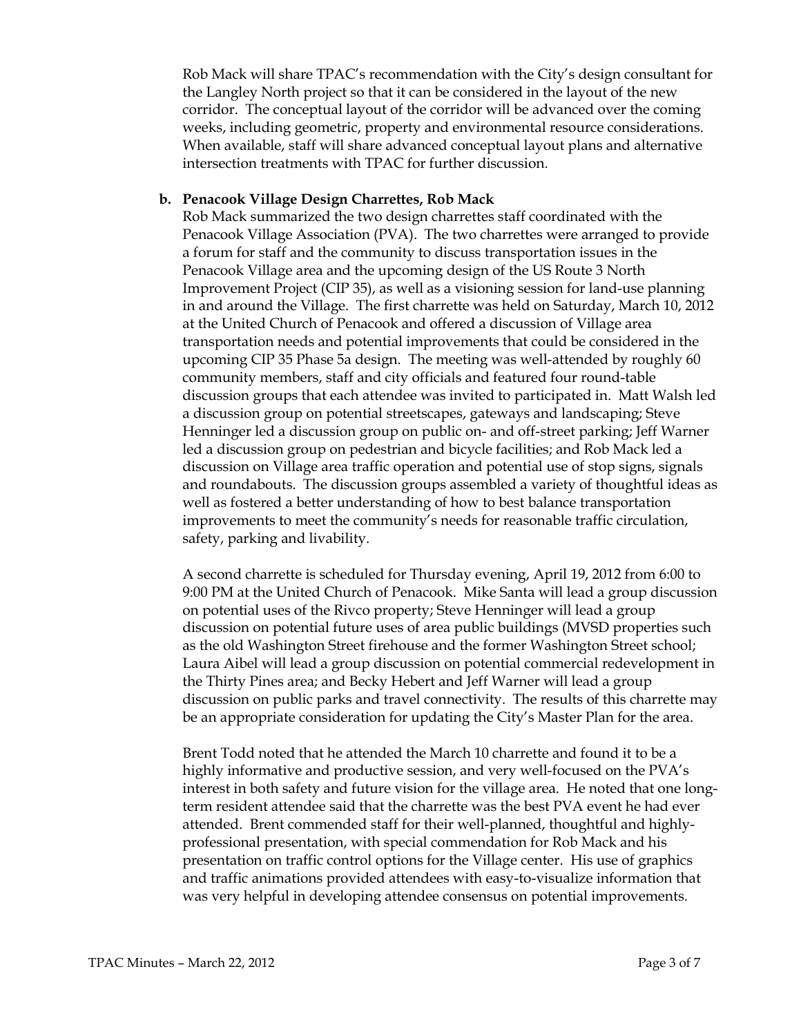Rob Mack will share TPAC's recommendation with the City's design consultant for the Langley North project so that it can be considered in the layout of the new corridor. The conceptual layout of the corridor will be advanced over the coming weeks, including geometric, property and environmental resource considerations. When available, staff will share advanced conceptual layout plans and alternative intersection treatments with TPAC for further discussion.

**b. Penacook Village Design Charrettes, Rob Mack**

Rob Mack summarized the two design charrettes staff coordinated with the Penacook Village Association (PVA). The two charrettes were arranged to provide a forum for staff and the community to discuss transportation issues in the Penacook Village area and the upcoming design of the US Route 3 North Improvement Project (CIP 35), as well as a visioning session for land-use planning in and around the Village. The first charrette was held on Saturday, March 10, 2012 at the United Church of Penacook and offered a discussion of Village area transportation needs and potential improvements that could be considered in the upcoming CIP 35 Phase 5a design. The meeting was well-attended by roughly 60 community members, staff and city officials and featured four round-table discussion groups that each attendee was invited to participated in. Matt Walsh led a discussion group on potential streetscapes, gateways and landscaping; Steve Henninger led a discussion group on public on- and off-street parking; Jeff Warner led a discussion group on pedestrian and bicycle facilities; and Rob Mack led a discussion on Village area traffic operation and potential use of stop signs, signals and roundabouts. The discussion groups assembled a variety of thoughtful ideas as well as fostered a better understanding of how to best balance transportation improvements to meet the community's needs for reasonable traffic circulation, safety, parking and livability.

A second charrette is scheduled for Thursday evening, April 19, 2012 from 6:00 to 9:00 PM at the United Church of Penacook. Mike Santa will lead a group discussion on potential uses of the Rivco property; Steve Henninger will lead a group discussion on potential future uses of area public buildings (MVSD properties such as the old Washington Street firehouse and the former Washington Street school; Laura Aibel will lead a group discussion on potential commercial redevelopment in the Thirty Pines area; and Becky Hebert and Jeff Warner will lead a group discussion on public parks and travel connectivity. The results of this charrette may be an appropriate consideration for updating the City's Master Plan for the area.

Brent Todd noted that he attended the March 10 charrette and found it to be a highly informative and productive session, and very well-focused on the PVA's interest in both safety and future vision for the village area. He noted that one long-term resident attendee said that the charrette was the best PVA event he had ever attended. Brent commended staff for their well-planned, thoughtful and highly-professional presentation, with special commendation for Rob Mack and his presentation on traffic control options for the Village center. His use of graphics and traffic animations provided attendees with easy-to-visualize information that was very helpful in developing attendee consensus on potential improvements.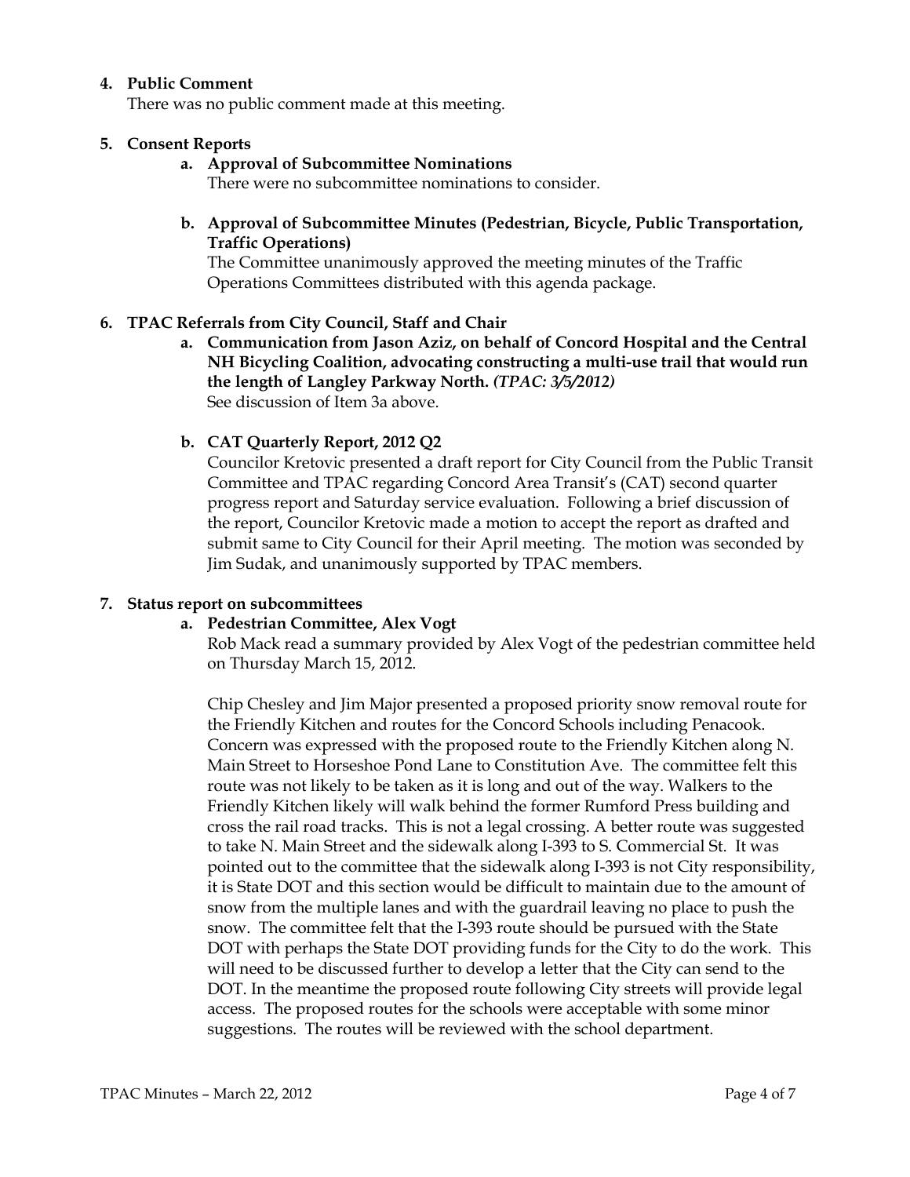**4. Public Comment**

There was no public comment made at this meeting.

**5. Consent Reports**

**a. Approval of Subcommittee Nominations**

There were no subcommittee nominations to consider.

**b. Approval of Subcommittee Minutes (Pedestrian, Bicycle, Public Transportation, Traffic Operations)**

The Committee unanimously approved the meeting minutes of the Traffic Operations Committees distributed with this agenda package.

**6. TPAC Referrals from City Council, Staff and Chair**

**a. Communication from Jason Aziz, on behalf of Concord Hospital and the Central NH Bicycling Coalition, advocating constructing a multi-use trail that would run the length of Langley Parkway North.** ***(TPAC: 3/5/2012)***

See discussion of Item 3a above.

**b. CAT Quarterly Report, 2012 Q2**

Councilor Kretovic presented a draft report for City Council from the Public Transit Committee and TPAC regarding Concord Area Transit's (CAT) second quarter progress report and Saturday service evaluation. Following a brief discussion of the report, Councilor Kretovic made a motion to accept the report as drafted and submit same to City Council for their April meeting. The motion was seconded by Jim Sudak, and unanimously supported by TPAC members.

**7. Status report on subcommittees**

**a. Pedestrian Committee, Alex Vogt**

Rob Mack read a summary provided by Alex Vogt of the pedestrian committee held on Thursday March 15, 2012.

Chip Chesley and Jim Major presented a proposed priority snow removal route for the Friendly Kitchen and routes for the Concord Schools including Penacook. Concern was expressed with the proposed route to the Friendly Kitchen along N. Main Street to Horseshoe Pond Lane to Constitution Ave. The committee felt this route was not likely to be taken as it is long and out of the way. Walkers to the Friendly Kitchen likely will walk behind the former Rumford Press building and cross the rail road tracks. This is not a legal crossing. A better route was suggested to take N. Main Street and the sidewalk along I-393 to S. Commercial St. It was pointed out to the committee that the sidewalk along I-393 is not City responsibility, it is State DOT and this section would be difficult to maintain due to the amount of snow from the multiple lanes and with the guardrail leaving no place to push the snow. The committee felt that the I-393 route should be pursued with the State DOT with perhaps the State DOT providing funds for the City to do the work. This will need to be discussed further to develop a letter that the City can send to the DOT. In the meantime the proposed route following City streets will provide legal access. The proposed routes for the schools were acceptable with some minor suggestions. The routes will be reviewed with the school department.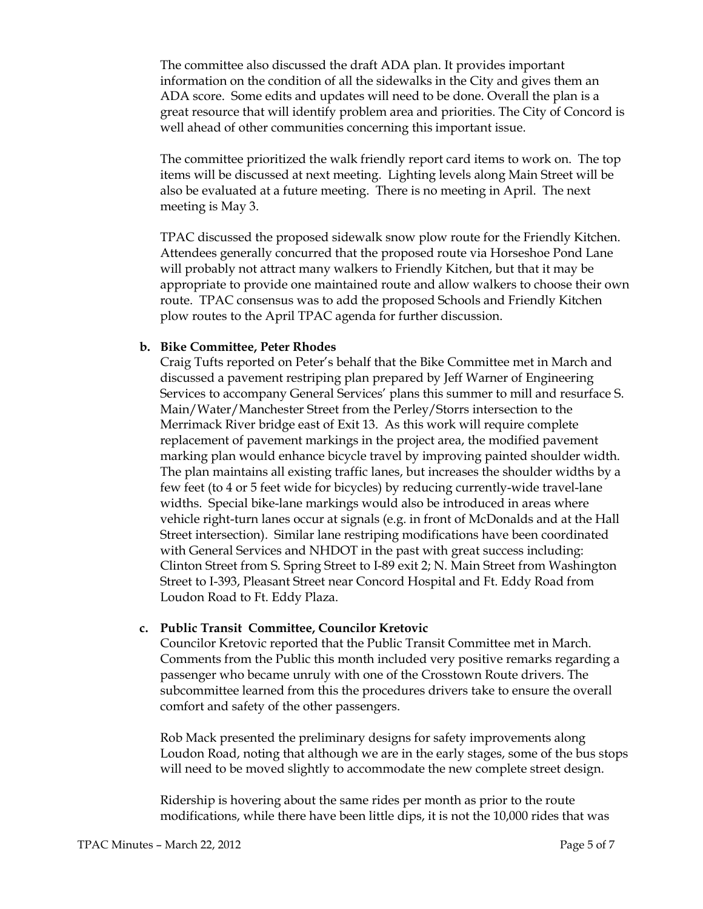The committee also discussed the draft ADA plan. It provides important information on the condition of all the sidewalks in the City and gives them an ADA score. Some edits and updates will need to be done. Overall the plan is a great resource that will identify problem area and priorities. The City of Concord is well ahead of other communities concerning this important issue.

The committee prioritized the walk friendly report card items to work on. The top items will be discussed at next meeting. Lighting levels along Main Street will be also be evaluated at a future meeting. There is no meeting in April. The next meeting is May 3.

TPAC discussed the proposed sidewalk snow plow route for the Friendly Kitchen. Attendees generally concurred that the proposed route via Horseshoe Pond Lane will probably not attract many walkers to Friendly Kitchen, but that it may be appropriate to provide one maintained route and allow walkers to choose their own route. TPAC consensus was to add the proposed Schools and Friendly Kitchen plow routes to the April TPAC agenda for further discussion.

**b. Bike Committee, Peter Rhodes**

Craig Tufts reported on Peter's behalf that the Bike Committee met in March and discussed a pavement restriping plan prepared by Jeff Warner of Engineering Services to accompany General Services' plans this summer to mill and resurface S. Main/Water/Manchester Street from the Perley/Storrs intersection to the Merrimack River bridge east of Exit 13. As this work will require complete replacement of pavement markings in the project area, the modified pavement marking plan would enhance bicycle travel by improving painted shoulder width. The plan maintains all existing traffic lanes, but increases the shoulder widths by a few feet (to 4 or 5 feet wide for bicycles) by reducing currently-wide travel-lane widths. Special bike-lane markings would also be introduced in areas where vehicle right-turn lanes occur at signals (e.g. in front of McDonalds and at the Hall Street intersection). Similar lane restriping modifications have been coordinated with General Services and NHDOT in the past with great success including: Clinton Street from S. Spring Street to I-89 exit 2; N. Main Street from Washington Street to I-393, Pleasant Street near Concord Hospital and Ft. Eddy Road from Loudon Road to Ft. Eddy Plaza.

**c. Public Transit Committee, Councilor Kretovic**

Councilor Kretovic reported that the Public Transit Committee met in March. Comments from the Public this month included very positive remarks regarding a passenger who became unruly with one of the Crosstown Route drivers. The subcommittee learned from this the procedures drivers take to ensure the overall comfort and safety of the other passengers.

Rob Mack presented the preliminary designs for safety improvements along Loudon Road, noting that although we are in the early stages, some of the bus stops will need to be moved slightly to accommodate the new complete street design.

Ridership is hovering about the same rides per month as prior to the route modifications, while there have been little dips, it is not the 10,000 rides that was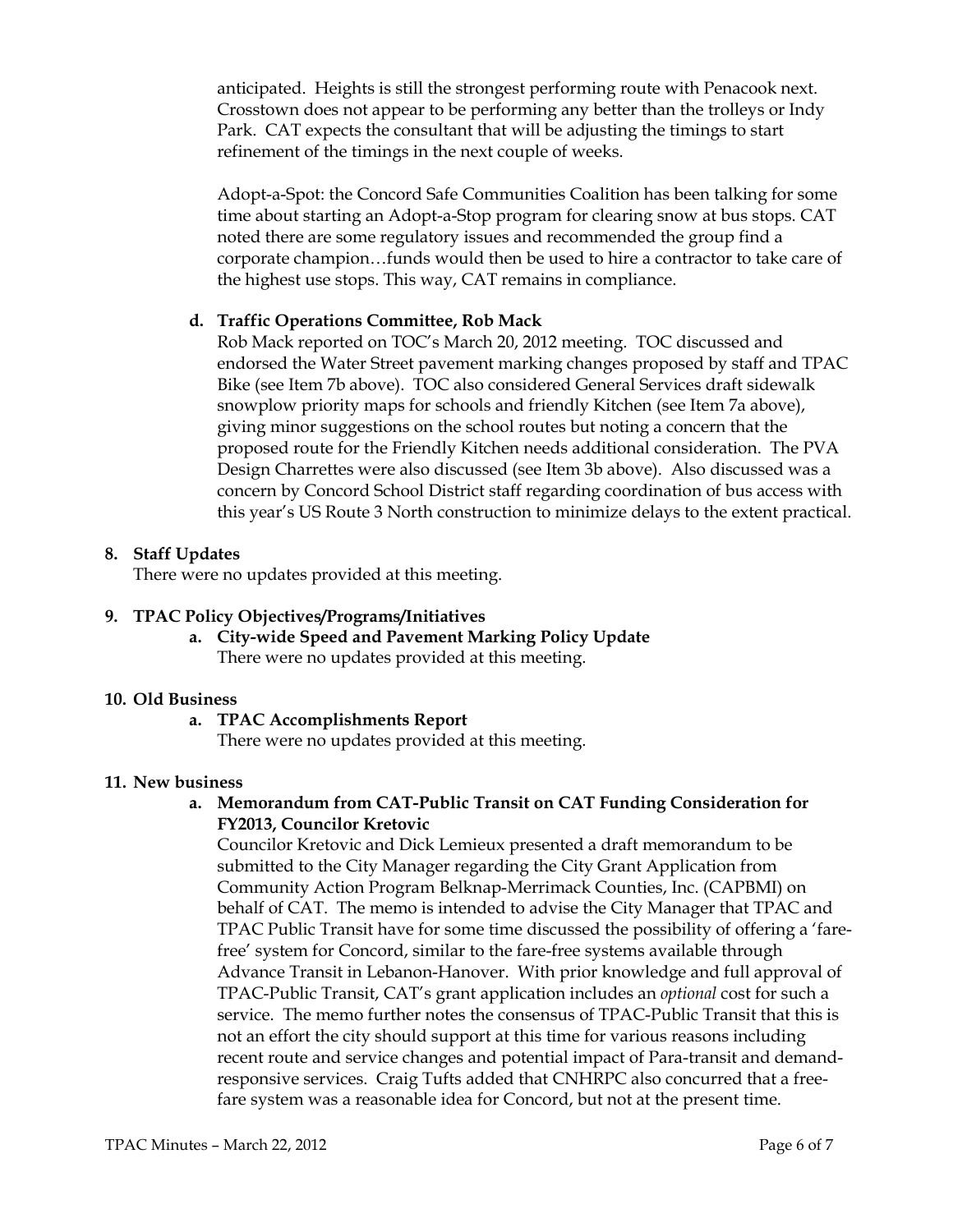anticipated. Heights is still the strongest performing route with Penacook next. Crosstown does not appear to be performing any better than the trolleys or Indy Park. CAT expects the consultant that will be adjusting the timings to start refinement of the timings in the next couple of weeks.

Adopt-a-Spot: the Concord Safe Communities Coalition has been talking for some time about starting an Adopt-a-Stop program for clearing snow at bus stops. CAT noted there are some regulatory issues and recommended the group find a corporate champion…funds would then be used to hire a contractor to take care of the highest use stops. This way, CAT remains in compliance.

**d. Traffic Operations Committee, Rob Mack**

Rob Mack reported on TOC's March 20, 2012 meeting. TOC discussed and endorsed the Water Street pavement marking changes proposed by staff and TPAC Bike (see Item 7b above). TOC also considered General Services draft sidewalk snowplow priority maps for schools and friendly Kitchen (see Item 7a above), giving minor suggestions on the school routes but noting a concern that the proposed route for the Friendly Kitchen needs additional consideration. The PVA Design Charrettes were also discussed (see Item 3b above). Also discussed was a concern by Concord School District staff regarding coordination of bus access with this year's US Route 3 North construction to minimize delays to the extent practical.

**8. Staff Updates**

There were no updates provided at this meeting.

**9. TPAC Policy Objectives/Programs/Initiatives**

**a. City-wide Speed and Pavement Marking Policy Update**

There were no updates provided at this meeting.

**10. Old Business**

**a. TPAC Accomplishments Report**

There were no updates provided at this meeting.

**11. New business**

**a. Memorandum from CAT-Public Transit on CAT Funding Consideration for FY2013, Councilor Kretovic**

Councilor Kretovic and Dick Lemieux presented a draft memorandum to be submitted to the City Manager regarding the City Grant Application from Community Action Program Belknap-Merrimack Counties, Inc. (CAPBMI) on behalf of CAT. The memo is intended to advise the City Manager that TPAC and TPAC Public Transit have for some time discussed the possibility of offering a 'fare-free' system for Concord, similar to the fare-free systems available through Advance Transit in Lebanon-Hanover. With prior knowledge and full approval of TPAC-Public Transit, CAT's grant application includes an *optional* cost for such a service. The memo further notes the consensus of TPAC-Public Transit that this is not an effort the city should support at this time for various reasons including recent route and service changes and potential impact of Para-transit and demand-responsive services. Craig Tufts added that CNHRPC also concurred that a free-fare system was a reasonable idea for Concord, but not at the present time.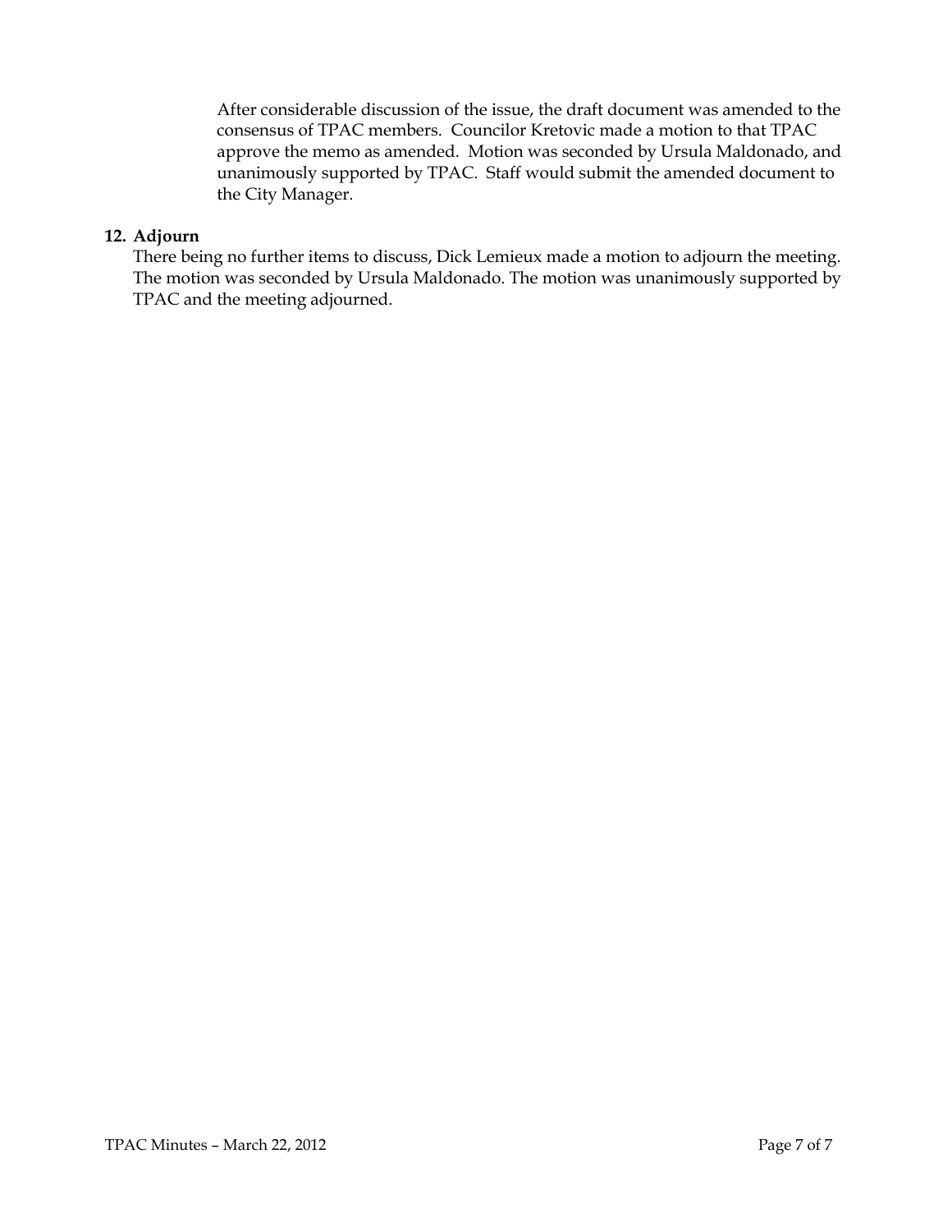After considerable discussion of the issue, the draft document was amended to the consensus of TPAC members. Councilor Kretovic made a motion to that TPAC approve the memo as amended. Motion was seconded by Ursula Maldonado, and unanimously supported by TPAC. Staff would submit the amended document to the City Manager.

**12. Adjourn**

There being no further items to discuss, Dick Lemieux made a motion to adjourn the meeting. The motion was seconded by Ursula Maldonado. The motion was unanimously supported by TPAC and the meeting adjourned.